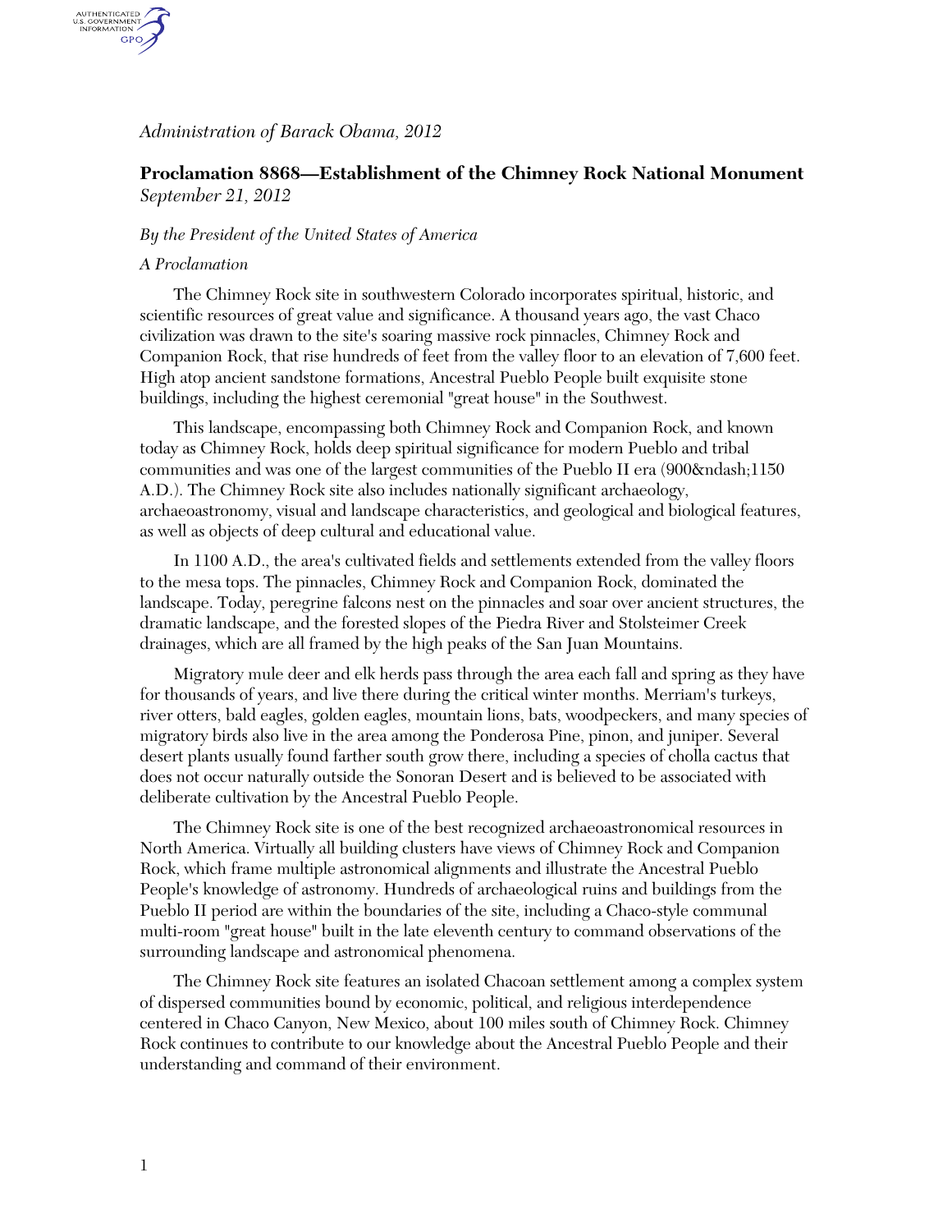*Administration of Barack Obama, 2012*

## Proclamation 8868—Establishment of the Chimney Rock National Monument

*September 21, 2012*

*By the President of the United States of America*

*A Proclamation*

The Chimney Rock site in southwestern Colorado incorporates spiritual, historic, and scientific resources of great value and significance. A thousand years ago, the vast Chaco civilization was drawn to the site's soaring massive rock pinnacles, Chimney Rock and Companion Rock, that rise hundreds of feet from the valley floor to an elevation of 7,600 feet. High atop ancient sandstone formations, Ancestral Pueblo People built exquisite stone buildings, including the highest ceremonial "great house" in the Southwest.

This landscape, encompassing both Chimney Rock and Companion Rock, and known today as Chimney Rock, holds deep spiritual significance for modern Pueblo and tribal communities and was one of the largest communities of the Pueblo II era (900&ndash;1150 A.D.). The Chimney Rock site also includes nationally significant archaeology, archaeoastronomy, visual and landscape characteristics, and geological and biological features, as well as objects of deep cultural and educational value.

In 1100 A.D., the area's cultivated fields and settlements extended from the valley floors to the mesa tops. The pinnacles, Chimney Rock and Companion Rock, dominated the landscape. Today, peregrine falcons nest on the pinnacles and soar over ancient structures, the dramatic landscape, and the forested slopes of the Piedra River and Stolsteimer Creek drainages, which are all framed by the high peaks of the San Juan Mountains.

Migratory mule deer and elk herds pass through the area each fall and spring as they have for thousands of years, and live there during the critical winter months. Merriam's turkeys, river otters, bald eagles, golden eagles, mountain lions, bats, woodpeckers, and many species of migratory birds also live in the area among the Ponderosa Pine, pinon, and juniper. Several desert plants usually found farther south grow there, including a species of cholla cactus that does not occur naturally outside the Sonoran Desert and is believed to be associated with deliberate cultivation by the Ancestral Pueblo People.

The Chimney Rock site is one of the best recognized archaeoastronomical resources in North America. Virtually all building clusters have views of Chimney Rock and Companion Rock, which frame multiple astronomical alignments and illustrate the Ancestral Pueblo People's knowledge of astronomy. Hundreds of archaeological ruins and buildings from the Pueblo II period are within the boundaries of the site, including a Chaco-style communal multi-room "great house" built in the late eleventh century to command observations of the surrounding landscape and astronomical phenomena.

The Chimney Rock site features an isolated Chacoan settlement among a complex system of dispersed communities bound by economic, political, and religious interdependence centered in Chaco Canyon, New Mexico, about 100 miles south of Chimney Rock. Chimney Rock continues to contribute to our knowledge about the Ancestral Pueblo People and their understanding and command of their environment.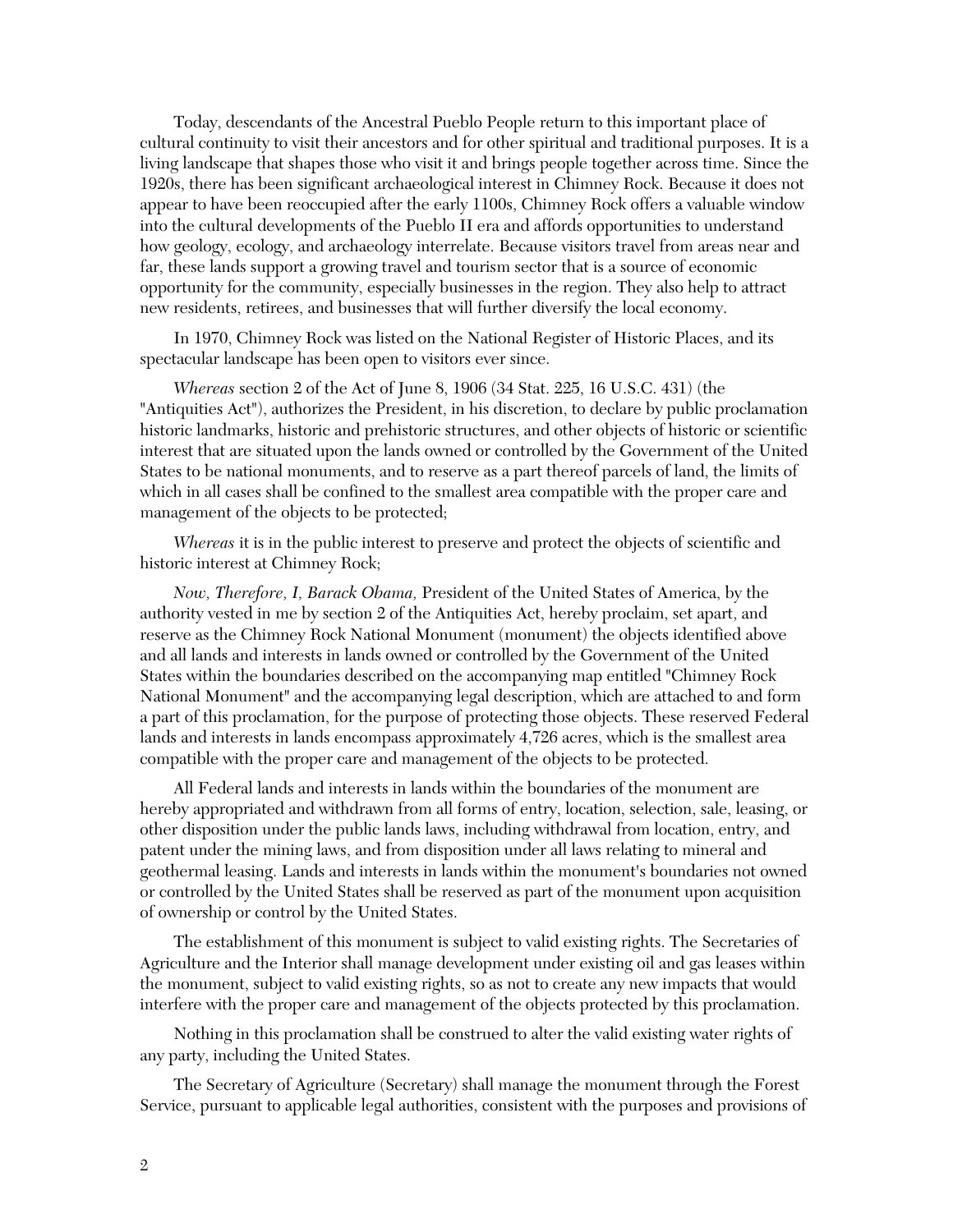Today, descendants of the Ancestral Pueblo People return to this important place of cultural continuity to visit their ancestors and for other spiritual and traditional purposes. It is a living landscape that shapes those who visit it and brings people together across time. Since the 1920s, there has been significant archaeological interest in Chimney Rock. Because it does not appear to have been reoccupied after the early 1100s, Chimney Rock offers a valuable window into the cultural developments of the Pueblo II era and affords opportunities to understand how geology, ecology, and archaeology interrelate. Because visitors travel from areas near and far, these lands support a growing travel and tourism sector that is a source of economic opportunity for the community, especially businesses in the region. They also help to attract new residents, retirees, and businesses that will further diversify the local economy.

In 1970, Chimney Rock was listed on the National Register of Historic Places, and its spectacular landscape has been open to visitors ever since.

*Whereas* section 2 of the Act of June 8, 1906 (34 Stat. 225, 16 U.S.C. 431) (the "Antiquities Act"), authorizes the President, in his discretion, to declare by public proclamation historic landmarks, historic and prehistoric structures, and other objects of historic or scientific interest that are situated upon the lands owned or controlled by the Government of the United States to be national monuments, and to reserve as a part thereof parcels of land, the limits of which in all cases shall be confined to the smallest area compatible with the proper care and management of the objects to be protected;

*Whereas* it is in the public interest to preserve and protect the objects of scientific and historic interest at Chimney Rock;

*Now, Therefore, I, Barack Obama,* President of the United States of America, by the authority vested in me by section 2 of the Antiquities Act, hereby proclaim, set apart, and reserve as the Chimney Rock National Monument (monument) the objects identified above and all lands and interests in lands owned or controlled by the Government of the United States within the boundaries described on the accompanying map entitled "Chimney Rock National Monument" and the accompanying legal description, which are attached to and form a part of this proclamation, for the purpose of protecting those objects. These reserved Federal lands and interests in lands encompass approximately 4,726 acres, which is the smallest area compatible with the proper care and management of the objects to be protected.

All Federal lands and interests in lands within the boundaries of the monument are hereby appropriated and withdrawn from all forms of entry, location, selection, sale, leasing, or other disposition under the public lands laws, including withdrawal from location, entry, and patent under the mining laws, and from disposition under all laws relating to mineral and geothermal leasing. Lands and interests in lands within the monument's boundaries not owned or controlled by the United States shall be reserved as part of the monument upon acquisition of ownership or control by the United States.

The establishment of this monument is subject to valid existing rights. The Secretaries of Agriculture and the Interior shall manage development under existing oil and gas leases within the monument, subject to valid existing rights, so as not to create any new impacts that would interfere with the proper care and management of the objects protected by this proclamation.

Nothing in this proclamation shall be construed to alter the valid existing water rights of any party, including the United States.

The Secretary of Agriculture (Secretary) shall manage the monument through the Forest Service, pursuant to applicable legal authorities, consistent with the purposes and provisions of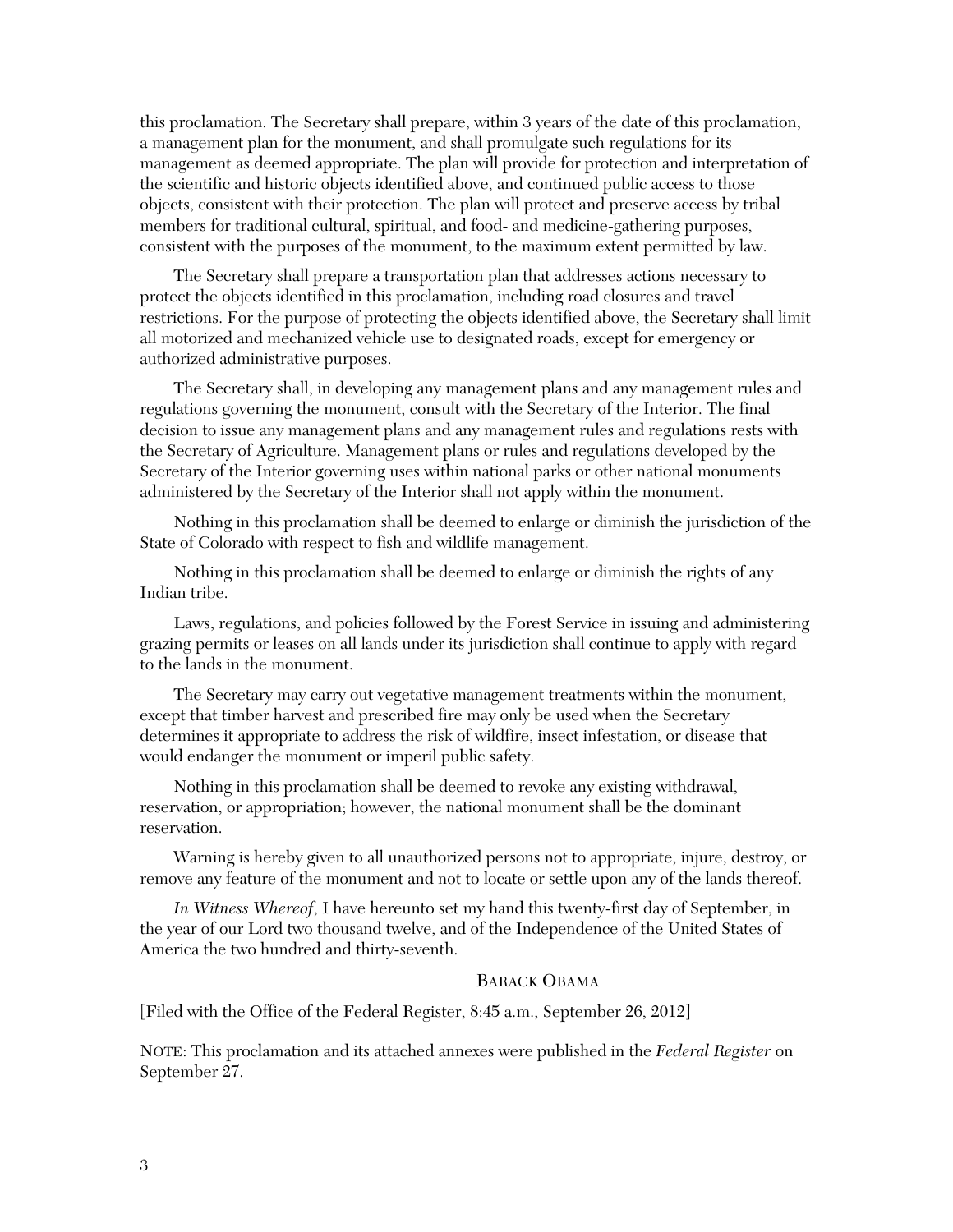this proclamation. The Secretary shall prepare, within 3 years of the date of this proclamation, a management plan for the monument, and shall promulgate such regulations for its management as deemed appropriate. The plan will provide for protection and interpretation of the scientific and historic objects identified above, and continued public access to those objects, consistent with their protection. The plan will protect and preserve access by tribal members for traditional cultural, spiritual, and food- and medicine-gathering purposes, consistent with the purposes of the monument, to the maximum extent permitted by law.

The Secretary shall prepare a transportation plan that addresses actions necessary to protect the objects identified in this proclamation, including road closures and travel restrictions. For the purpose of protecting the objects identified above, the Secretary shall limit all motorized and mechanized vehicle use to designated roads, except for emergency or authorized administrative purposes.

The Secretary shall, in developing any management plans and any management rules and regulations governing the monument, consult with the Secretary of the Interior. The final decision to issue any management plans and any management rules and regulations rests with the Secretary of Agriculture. Management plans or rules and regulations developed by the Secretary of the Interior governing uses within national parks or other national monuments administered by the Secretary of the Interior shall not apply within the monument.

Nothing in this proclamation shall be deemed to enlarge or diminish the jurisdiction of the State of Colorado with respect to fish and wildlife management.

Nothing in this proclamation shall be deemed to enlarge or diminish the rights of any Indian tribe.

Laws, regulations, and policies followed by the Forest Service in issuing and administering grazing permits or leases on all lands under its jurisdiction shall continue to apply with regard to the lands in the monument.

The Secretary may carry out vegetative management treatments within the monument, except that timber harvest and prescribed fire may only be used when the Secretary determines it appropriate to address the risk of wildfire, insect infestation, or disease that would endanger the monument or imperil public safety.

Nothing in this proclamation shall be deemed to revoke any existing withdrawal, reservation, or appropriation; however, the national monument shall be the dominant reservation.

Warning is hereby given to all unauthorized persons not to appropriate, injure, destroy, or remove any feature of the monument and not to locate or settle upon any of the lands thereof.

*In Witness Whereof*, I have hereunto set my hand this twenty-first day of September, in the year of our Lord two thousand twelve, and of the Independence of the United States of America the two hundred and thirty-seventh.

BARACK OBAMA

[Filed with the Office of the Federal Register, 8:45 a.m., September 26, 2012]

NOTE: This proclamation and its attached annexes were published in the *Federal Register* on September 27.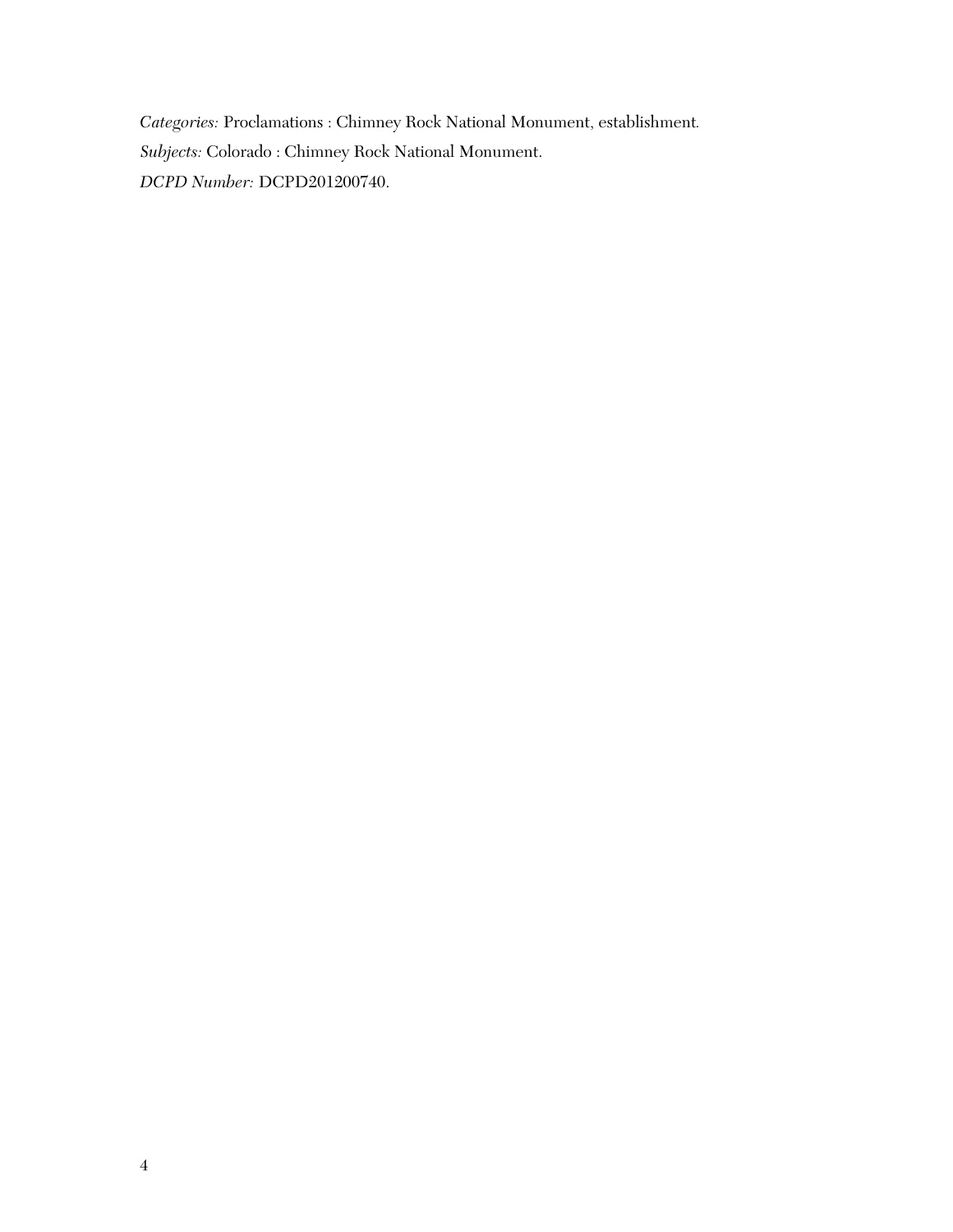*Categories:* Proclamations : Chimney Rock National Monument, establishment.

*Subjects:* Colorado : Chimney Rock National Monument.

*DCPD Number:* DCPD201200740.